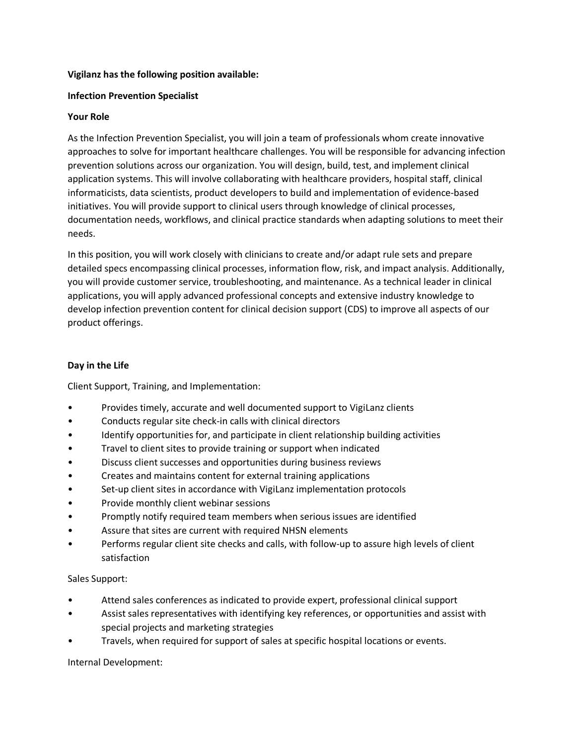**Vigilanz has the following position available:**

**Infection Prevention Specialist**

**Your Role**

As the Infection Prevention Specialist, you will join a team of professionals whom create innovative approaches to solve for important healthcare challenges. You will be responsible for advancing infection prevention solutions across our organization. You will design, build, test, and implement clinical application systems. This will involve collaborating with healthcare providers, hospital staff, clinical informaticists, data scientists, product developers to build and implementation of evidence-based initiatives. You will provide support to clinical users through knowledge of clinical processes, documentation needs, workflows, and clinical practice standards when adapting solutions to meet their needs.

In this position, you will work closely with clinicians to create and/or adapt rule sets and prepare detailed specs encompassing clinical processes, information flow, risk, and impact analysis. Additionally, you will provide customer service, troubleshooting, and maintenance. As a technical leader in clinical applications, you will apply advanced professional concepts and extensive industry knowledge to develop infection prevention content for clinical decision support (CDS) to improve all aspects of our product offerings.

**Day in the Life**

Client Support, Training, and Implementation:

- Provides timely, accurate and well documented support to VigiLanz clients
- Conducts regular site check-in calls with clinical directors
- Identify opportunities for, and participate in client relationship building activities
- Travel to client sites to provide training or support when indicated
- Discuss client successes and opportunities during business reviews
- Creates and maintains content for external training applications
- Set-up client sites in accordance with VigiLanz implementation protocols
- Provide monthly client webinar sessions
- Promptly notify required team members when serious issues are identified
- Assure that sites are current with required NHSN elements
- Performs regular client site checks and calls, with follow-up to assure high levels of client satisfaction

Sales Support:

- Attend sales conferences as indicated to provide expert, professional clinical support
- Assist sales representatives with identifying key references, or opportunities and assist with special projects and marketing strategies
- Travels, when required for support of sales at specific hospital locations or events.

Internal Development: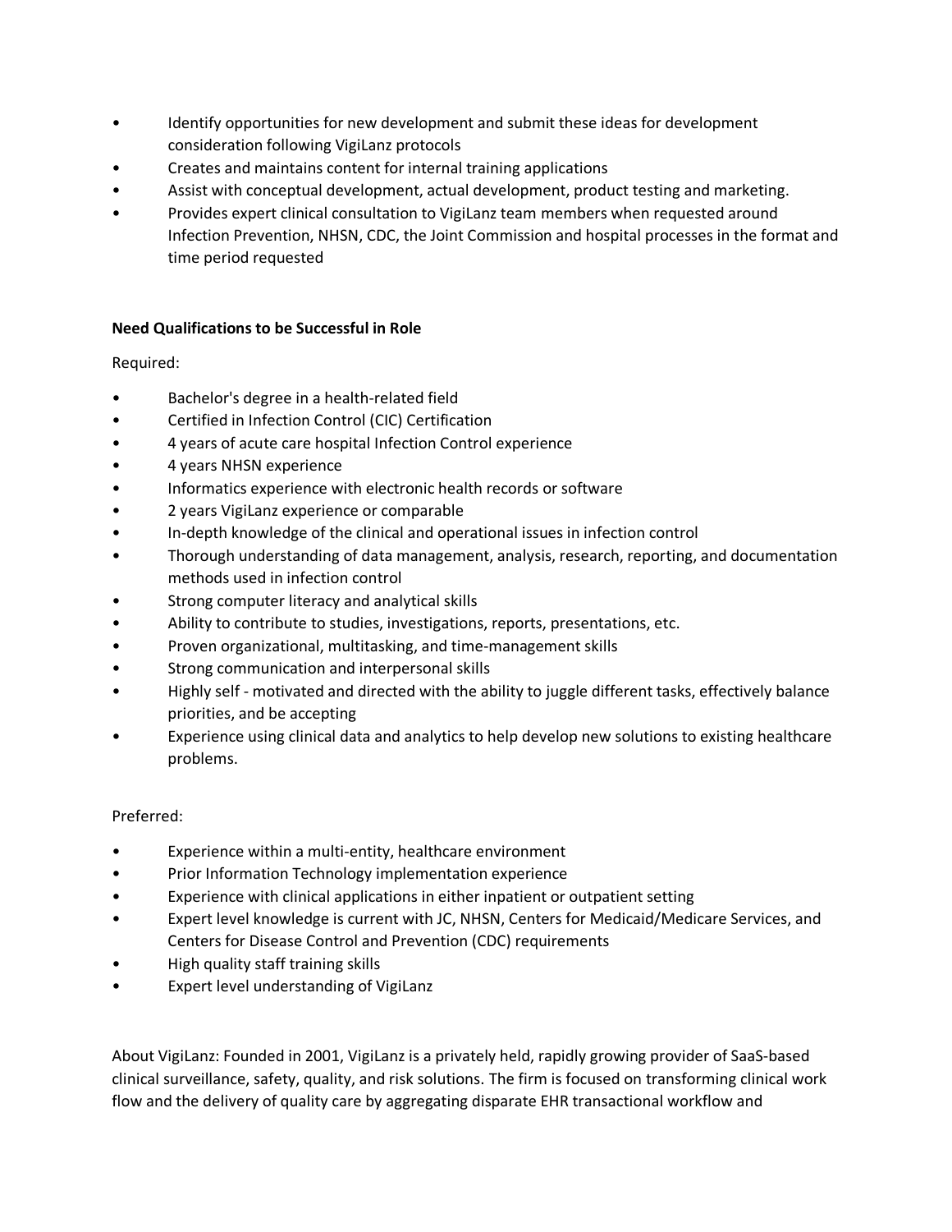- Identify opportunities for new development and submit these ideas for development consideration following VigiLanz protocols
- Creates and maintains content for internal training applications
- Assist with conceptual development, actual development, product testing and marketing.
- Provides expert clinical consultation to VigiLanz team members when requested around Infection Prevention, NHSN, CDC, the Joint Commission and hospital processes in the format and time period requested

**Need Qualifications to be Successful in Role**

Required:

- Bachelor's degree in a health-related field
- Certified in Infection Control (CIC) Certification
- 4 years of acute care hospital Infection Control experience
- 4 years NHSN experience
- Informatics experience with electronic health records or software
- 2 years VigiLanz experience or comparable
- In-depth knowledge of the clinical and operational issues in infection control
- Thorough understanding of data management, analysis, research, reporting, and documentation methods used in infection control
- Strong computer literacy and analytical skills
- Ability to contribute to studies, investigations, reports, presentations, etc.
- Proven organizational, multitasking, and time-management skills
- Strong communication and interpersonal skills
- Highly self - motivated and directed with the ability to juggle different tasks, effectively balance priorities, and be accepting
- Experience using clinical data and analytics to help develop new solutions to existing healthcare problems.

Preferred:

- Experience within a multi-entity, healthcare environment
- Prior Information Technology implementation experience
- Experience with clinical applications in either inpatient or outpatient setting
- Expert level knowledge is current with JC, NHSN, Centers for Medicaid/Medicare Services, and Centers for Disease Control and Prevention (CDC) requirements
- High quality staff training skills
- Expert level understanding of VigiLanz

About VigiLanz: Founded in 2001, VigiLanz is a privately held, rapidly growing provider of SaaS-based clinical surveillance, safety, quality, and risk solutions. The firm is focused on transforming clinical work flow and the delivery of quality care by aggregating disparate EHR transactional workflow and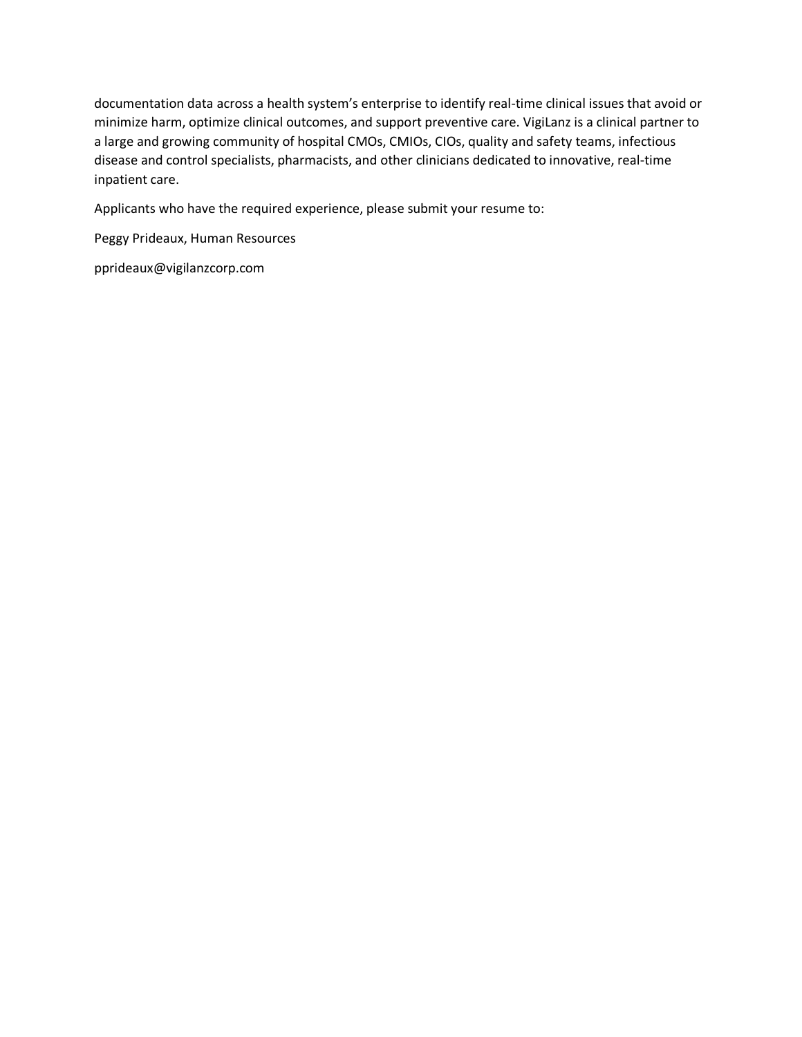documentation data across a health system's enterprise to identify real-time clinical issues that avoid or minimize harm, optimize clinical outcomes, and support preventive care. VigiLanz is a clinical partner to a large and growing community of hospital CMOs, CMIOs, CIOs, quality and safety teams, infectious disease and control specialists, pharmacists, and other clinicians dedicated to innovative, real-time inpatient care.

Applicants who have the required experience, please submit your resume to:

Peggy Prideaux, Human Resources

pprideaux@vigilanzcorp.com